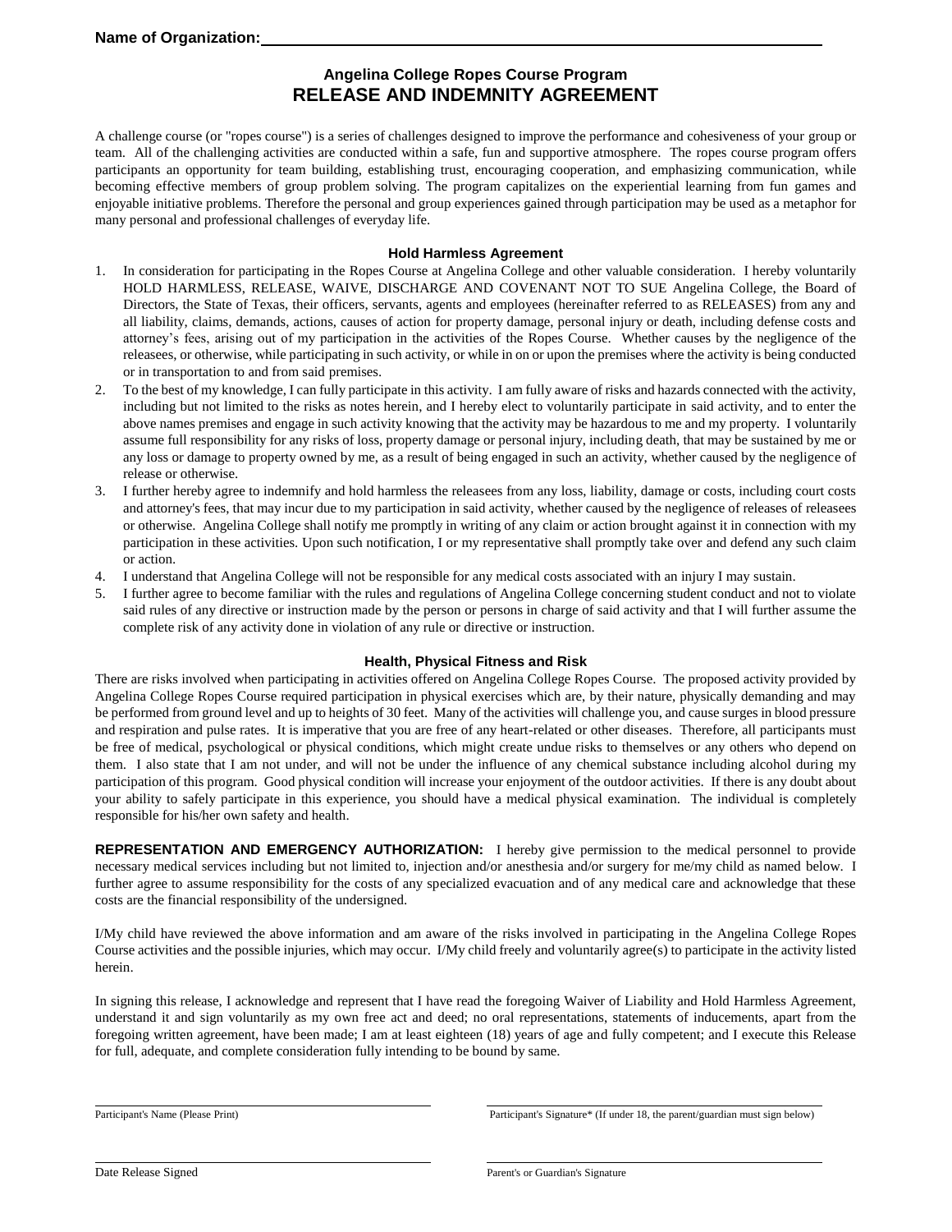**Name of Organization:** ____________________________________________

## Angelina College Ropes Course Program
# RELEASE AND INDEMNITY AGREEMENT

A challenge course (or "ropes course") is a series of challenges designed to improve the performance and cohesiveness of your group or team. All of the challenging activities are conducted within a safe, fun and supportive atmosphere. The ropes course program offers participants an opportunity for team building, establishing trust, encouraging cooperation, and emphasizing communication, while becoming effective members of group problem solving. The program capitalizes on the experiential learning from fun games and enjoyable initiative problems. Therefore the personal and group experiences gained through participation may be used as a metaphor for many personal and professional challenges of everyday life.

### Hold Harmless Agreement

1. In consideration for participating in the Ropes Course at Angelina College and other valuable consideration. I hereby voluntarily HOLD HARMLESS, RELEASE, WAIVE, DISCHARGE AND COVENANT NOT TO SUE Angelina College, the Board of Directors, the State of Texas, their officers, servants, agents and employees (hereinafter referred to as RELEASES) from any and all liability, claims, demands, actions, causes of action for property damage, personal injury or death, including defense costs and attorney's fees, arising out of my participation in the activities of the Ropes Course. Whether causes by the negligence of the releasees, or otherwise, while participating in such activity, or while in on or upon the premises where the activity is being conducted or in transportation to and from said premises.
2. To the best of my knowledge, I can fully participate in this activity. I am fully aware of risks and hazards connected with the activity, including but not limited to the risks as notes herein, and I hereby elect to voluntarily participate in said activity, and to enter the above names premises and engage in such activity knowing that the activity may be hazardous to me and my property. I voluntarily assume full responsibility for any risks of loss, property damage or personal injury, including death, that may be sustained by me or any loss or damage to property owned by me, as a result of being engaged in such an activity, whether caused by the negligence of release or otherwise.
3. I further hereby agree to indemnify and hold harmless the releasees from any loss, liability, damage or costs, including court costs and attorney's fees, that may incur due to my participation in said activity, whether caused by the negligence of releases of releasees or otherwise. Angelina College shall notify me promptly in writing of any claim or action brought against it in connection with my participation in these activities. Upon such notification, I or my representative shall promptly take over and defend any such claim or action.
4. I understand that Angelina College will not be responsible for any medical costs associated with an injury I may sustain.
5. I further agree to become familiar with the rules and regulations of Angelina College concerning student conduct and not to violate said rules of any directive or instruction made by the person or persons in charge of said activity and that I will further assume the complete risk of any activity done in violation of any rule or directive or instruction.

### Health, Physical Fitness and Risk

There are risks involved when participating in activities offered on Angelina College Ropes Course. The proposed activity provided by Angelina College Ropes Course required participation in physical exercises which are, by their nature, physically demanding and may be performed from ground level and up to heights of 30 feet. Many of the activities will challenge you, and cause surges in blood pressure and respiration and pulse rates. It is imperative that you are free of any heart-related or other diseases. Therefore, all participants must be free of medical, psychological or physical conditions, which might create undue risks to themselves or any others who depend on them. I also state that I am not under, and will not be under the influence of any chemical substance including alcohol during my participation of this program. Good physical condition will increase your enjoyment of the outdoor activities. If there is any doubt about your ability to safely participate in this experience, you should have a medical physical examination. The individual is completely responsible for his/her own safety and health.

**REPRESENTATION AND EMERGENCY AUTHORIZATION:** I hereby give permission to the medical personnel to provide necessary medical services including but not limited to, injection and/or anesthesia and/or surgery for me/my child as named below. I further agree to assume responsibility for the costs of any specialized evacuation and of any medical care and acknowledge that these costs are the financial responsibility of the undersigned.

I/My child have reviewed the above information and am aware of the risks involved in participating in the Angelina College Ropes Course activities and the possible injuries, which may occur. I/My child freely and voluntarily agree(s) to participate in the activity listed herein.

In signing this release, I acknowledge and represent that I have read the foregoing Waiver of Liability and Hold Harmless Agreement, understand it and sign voluntarily as my own free act and deed; no oral representations, statements of inducements, apart from the foregoing written agreement, have been made; I am at least eighteen (18) years of age and fully competent; and I execute this Release for full, adequate, and complete consideration fully intending to be bound by same.

| | |
|---|---|
| ______________________________ | ______________________________ |
| Participant's Name (Please Print) | Participant's Signature* (If under 18, the parent/guardian must sign below) |
| ______________________________ | ______________________________ |
| Date Release Signed | Parent's or Guardian's Signature |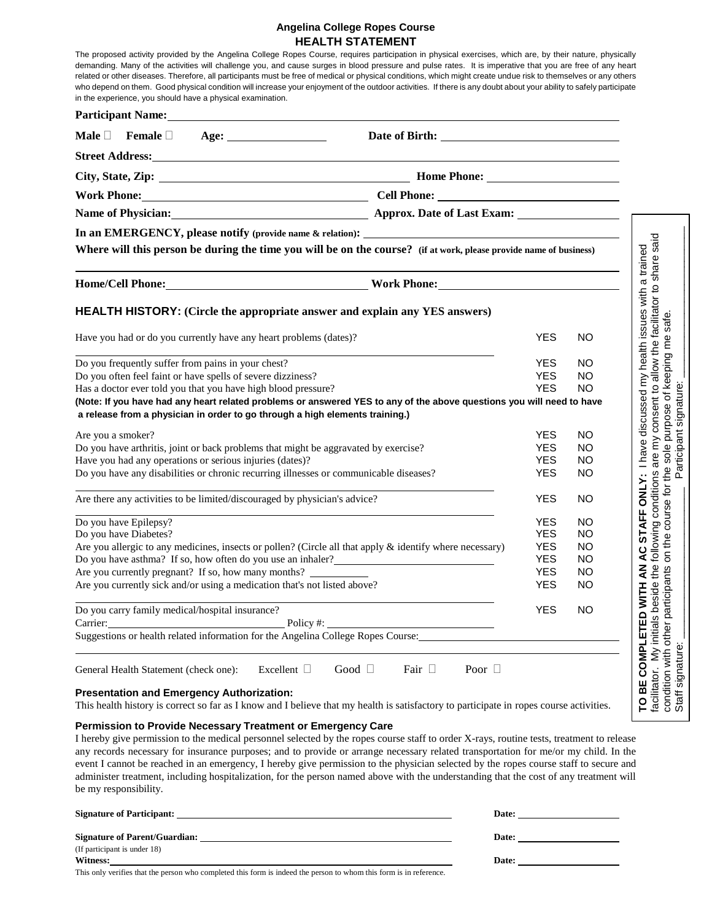## Angelina College Ropes Course
## HEALTH STATEMENT

The proposed activity provided by the Angelina College Ropes Course, requires participation in physical exercises, which are, by their nature, physically demanding. Many of the activities will challenge you, and cause surges in blood pressure and pulse rates. It is imperative that you are free of any heart related or other diseases. Therefore, all participants must be free of medical or physical conditions, which might create undue risk to themselves or any others who depend on them. Good physical condition will increase your enjoyment of the outdoor activities. If there is any doubt about your ability to safely participate in the experience, you should have a physical examination.

**Participant Name:** ______________________________

**Male** ☐ **Female** ☐ **Age:** __________ **Date of Birth:** ______________

**Street Address:** ______________________________

**City, State, Zip:** ______________________ **Home Phone:** ______________

**Work Phone:** ______________________ **Cell Phone:** ______________

**Name of Physician:** ______________________ **Approx. Date of Last Exam:** ______________

**In an EMERGENCY, please notify (provide name & relation):** ______________________________

**Where will this person be during the time you will be on the course? (if at work, please provide name of business)**

______________________________

**Home/Cell Phone:** ______________________ **Work Phone:** ______________

### HEALTH HISTORY: (Circle the appropriate answer and explain any YES answers)

| Question | | |
|---|---|---|
| Have you had or do you currently have any heart problems (dates)? | YES | NO |
| Do you frequently suffer from pains in your chest? | YES | NO |
| Do you often feel faint or have spells of severe dizziness? | YES | NO |
| Has a doctor ever told you that you have high blood pressure? | YES | NO |

**(Note: If you have had any heart related problems or answered YES to any of the above questions you will need to have a release from a physician in order to go through a high elements training.)**

| Question | | |
|---|---|---|
| Are you a smoker? | YES | NO |
| Do you have arthritis, joint or back problems that might be aggravated by exercise? | YES | NO |
| Have you had any operations or serious injuries (dates)? | YES | NO |
| Do you have any disabilities or chronic recurring illnesses or communicable diseases? | YES | NO |
| Are there any activities to be limited/discouraged by physician's advice? | YES | NO |
| Do you have Epilepsy? | YES | NO |
| Do you have Diabetes? | YES | NO |
| Are you allergic to any medicines, insects or pollen? (Circle all that apply & identify where necessary) | YES | NO |
| Do you have asthma? If so, how often do you use an inhaler? ______________ | YES | NO |
| Are you currently pregnant? If so, how many months? __________ | YES | NO |
| Are you currently sick and/or using a medication that's not listed above? | YES | NO |
| Do you carry family medical/hospital insurance? | YES | NO |

Carrier: ______________ Policy #: ______________

Suggestions or health related information for the Angelina College Ropes Course: ______________________________

General Health Statement (check one): Excellent ☐ Good ☐ Fair ☐ Poor ☐

**TO BE COMPLETED WITH AN AC STAFF ONLY:** I have discussed my health issues with a trained facilitator. My initials beside the following conditions are my consent to allow the facilitator to share said condition with other participants on the course for the sole purpose of keeping me safe.

Staff signature: ______________ Participant signature: ______________

### Presentation and Emergency Authorization:

This health history is correct so far as I know and I believe that my health is satisfactory to participate in ropes course activities.

### Permission to Provide Necessary Treatment or Emergency Care

I hereby give permission to the medical personnel selected by the ropes course staff to order X-rays, routine tests, treatment to release any records necessary for insurance purposes; and to provide or arrange necessary related transportation for me/or my child. In the event I cannot be reached in an emergency, I hereby give permission to the physician selected by the ropes course staff to secure and administer treatment, including hospitalization, for the person named above with the understanding that the cost of any treatment will be my responsibility.

**Signature of Participant:** ______________________________ **Date:** ______________

**Signature of Parent/Guardian:** ______________________________ **Date:** ______________
(If participant is under 18)

**Witness:** ______________________________ **Date:** ______________

This only verifies that the person who completed this form is indeed the person to whom this form is in reference.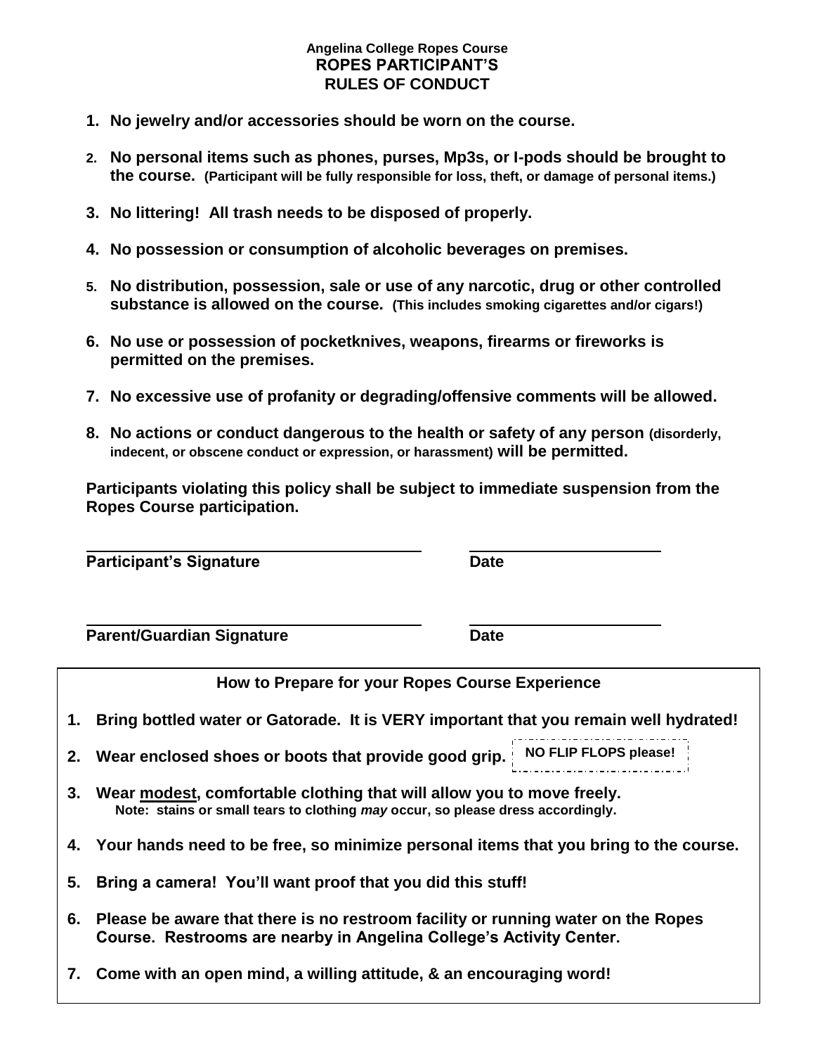**Angelina College Ropes Course**

# ROPES PARTICIPANT'S RULES OF CONDUCT

1. **No jewelry and/or accessories should be worn on the course.**
2. **No personal items such as phones, purses, Mp3s, or I-pods should be brought to the course.** **(Participant will be fully responsible for loss, theft, or damage of personal items.)**
3. **No littering! All trash needs to be disposed of properly.**
4. **No possession or consumption of alcoholic beverages on premises.**
5. **No distribution, possession, sale or use of any narcotic, drug or other controlled substance is allowed on the course.** **(This includes smoking cigarettes and/or cigars!)**
6. **No use or possession of pocketknives, weapons, firearms or fireworks is permitted on the premises.**
7. **No excessive use of profanity or degrading/offensive comments will be allowed.**
8. **No actions or conduct dangerous to the health or safety of any person (disorderly, indecent, or obscene conduct or expression, or harassment) will be permitted.**

**Participants violating this policy shall be subject to immediate suspension from the Ropes Course participation.**

______________________________ ______________________

**Participant's Signature** **Date**

______________________________ ______________________

**Parent/Guardian Signature** **Date**

## How to Prepare for your Ropes Course Experience

1. **Bring bottled water or Gatorade. It is VERY important that you remain well hydrated!**
2. **Wear enclosed shoes or boots that provide good grip.** **NO FLIP FLOPS please!**
3. **Wear modest, comfortable clothing that will allow you to move freely.**
   **Note: stains or small tears to clothing *may* occur, so please dress accordingly.**
4. **Your hands need to be free, so minimize personal items that you bring to the course.**
5. **Bring a camera! You'll want proof that you did this stuff!**
6. **Please be aware that there is no restroom facility or running water on the Ropes Course. Restrooms are nearby in Angelina College's Activity Center.**
7. **Come with an open mind, a willing attitude, & an encouraging word!**